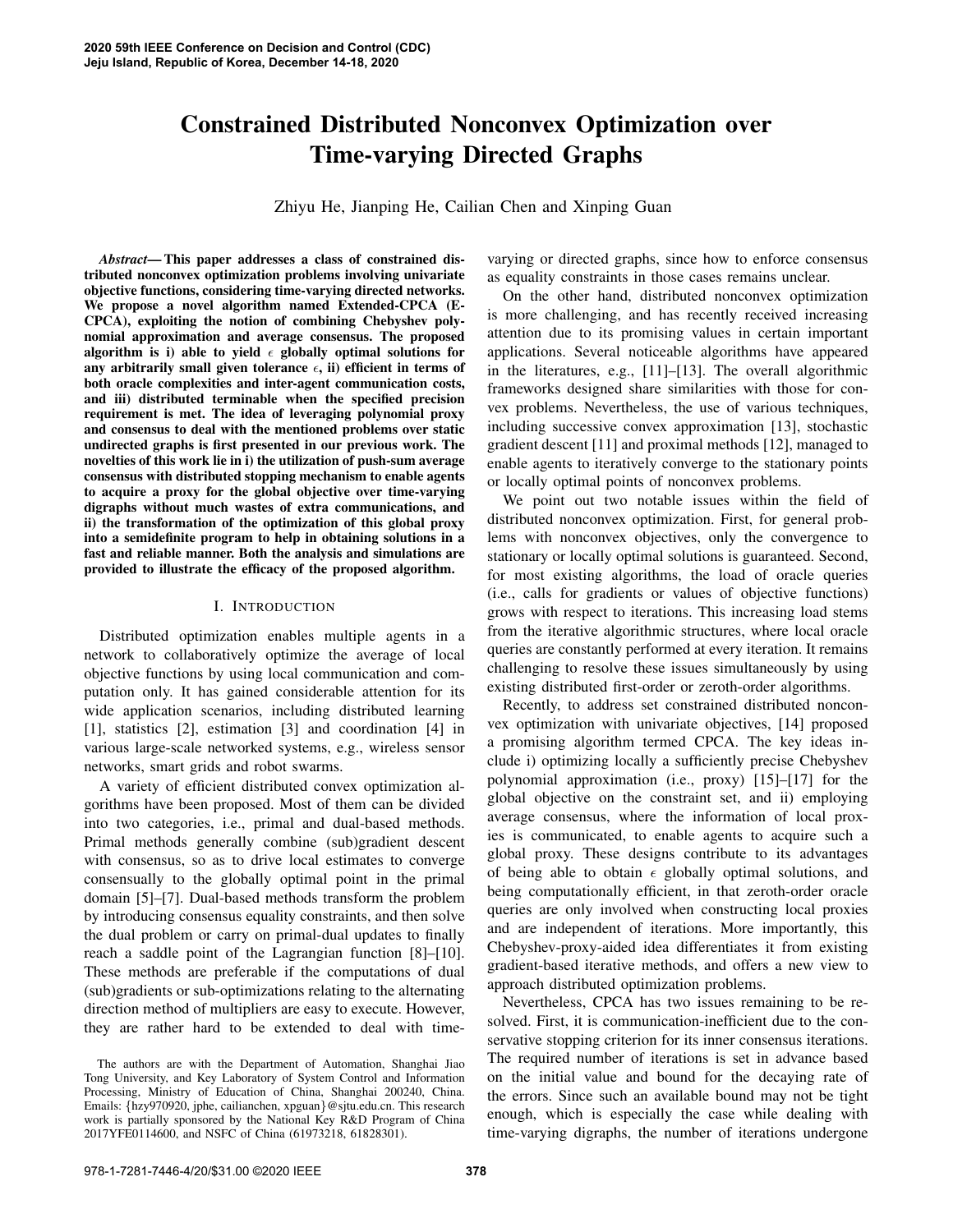# Constrained Distributed Nonconvex Optimization over Time-varying Directed Graphs

Zhiyu He, Jianping He, Cailian Chen and Xinping Guan

***Abstract*— This paper addresses a class of constrained distributed nonconvex optimization problems involving univariate objective functions, considering time-varying directed networks. We propose a novel algorithm named Extended-CPCA (E-CPCA), exploiting the notion of combining Chebyshev polynomial approximation and average consensus. The proposed algorithm is i) able to yield $\epsilon$ globally optimal solutions for any arbitrarily small given tolerance $\epsilon$, ii) efficient in terms of both oracle complexities and inter-agent communication costs, and iii) distributed terminable when the specified precision requirement is met. The idea of leveraging polynomial proxy and consensus to deal with the mentioned problems over static undirected graphs is first presented in our previous work. The novelties of this work lie in i) the utilization of push-sum average consensus with distributed stopping mechanism to enable agents to acquire a proxy for the global objective over time-varying digraphs without much wastes of extra communications, and ii) the transformation of the optimization of this global proxy into a semidefinite program to help in obtaining solutions in a fast and reliable manner. Both the analysis and simulations are provided to illustrate the efficacy of the proposed algorithm.**

## I. Introduction

Distributed optimization enables multiple agents in a network to collaboratively optimize the average of local objective functions by using local communication and computation only. It has gained considerable attention for its wide application scenarios, including distributed learning [1], statistics [2], estimation [3] and coordination [4] in various large-scale networked systems, e.g., wireless sensor networks, smart grids and robot swarms.

A variety of efficient distributed convex optimization algorithms have been proposed. Most of them can be divided into two categories, i.e., primal and dual-based methods. Primal methods generally combine (sub)gradient descent with consensus, so as to drive local estimates to converge consensually to the globally optimal point in the primal domain [5]–[7]. Dual-based methods transform the problem by introducing consensus equality constraints, and then solve the dual problem or carry on primal-dual updates to finally reach a saddle point of the Lagrangian function [8]–[10]. These methods are preferable if the computations of dual (sub)gradients or sub-optimizations relating to the alternating direction method of multipliers are easy to execute. However, they are rather hard to be extended to deal with time-varying or directed graphs, since how to enforce consensus as equality constraints in those cases remains unclear.

On the other hand, distributed nonconvex optimization is more challenging, and has recently received increasing attention due to its promising values in certain important applications. Several noticeable algorithms have appeared in the literatures, e.g., [11]–[13]. The overall algorithmic frameworks designed share similarities with those for convex problems. Nevertheless, the use of various techniques, including successive convex approximation [13], stochastic gradient descent [11] and proximal methods [12], managed to enable agents to iteratively converge to the stationary points or locally optimal points of nonconvex problems.

We point out two notable issues within the field of distributed nonconvex optimization. First, for general problems with nonconvex objectives, only the convergence to stationary or locally optimal solutions is guaranteed. Second, for most existing algorithms, the load of oracle queries (i.e., calls for gradients or values of objective functions) grows with respect to iterations. This increasing load stems from the iterative algorithmic structures, where local oracle queries are constantly performed at every iteration. It remains challenging to resolve these issues simultaneously by using existing distributed first-order or zeroth-order algorithms.

Recently, to address set constrained distributed nonconvex optimization with univariate objectives, [14] proposed a promising algorithm termed CPCA. The key ideas include i) optimizing locally a sufficiently precise Chebyshev polynomial approximation (i.e., proxy) [15]–[17] for the global objective on the constraint set, and ii) employing average consensus, where the information of local proxies is communicated, to enable agents to acquire such a global proxy. These designs contribute to its advantages of being able to obtain $\epsilon$ globally optimal solutions, and being computationally efficient, in that zeroth-order oracle queries are only involved when constructing local proxies and are independent of iterations. More importantly, this Chebyshev-proxy-aided idea differentiates it from existing gradient-based iterative methods, and offers a new view to approach distributed optimization problems.

Nevertheless, CPCA has two issues remaining to be resolved. First, it is communication-inefficient due to the conservative stopping criterion for its inner consensus iterations. The required number of iterations is set in advance based on the initial value and bound for the decaying rate of the errors. Since such an available bound may not be tight enough, which is especially the case while dealing with time-varying digraphs, the number of iterations undergone

The authors are with the Department of Automation, Shanghai Jiao Tong University, and Key Laboratory of System Control and Information Processing, Ministry of Education of China, Shanghai 200240, China. Emails: {hzy970920, jphe, cailianchen, xpguan}@sjtu.edu.cn. This research work is partially sponsored by the National Key R&D Program of China 2017YFE0114600, and NSFC of China (61973218, 61828301).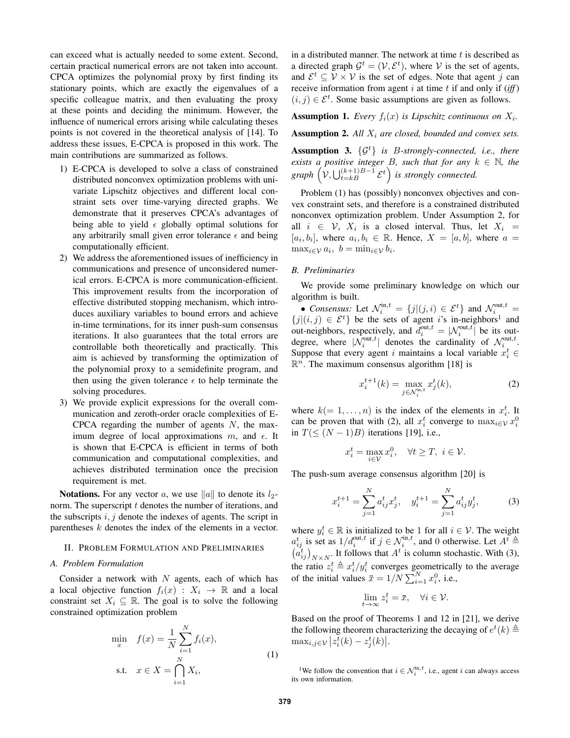can exceed what is actually needed to some extent. Second, certain practical numerical errors are not taken into account. CPCA optimizes the polynomial proxy by first finding its stationary points, which are exactly the eigenvalues of a specific colleague matrix, and then evaluating the proxy at these points and deciding the minimum. However, the influence of numerical errors arising while calculating theses points is not covered in the theoretical analysis of [14]. To address these issues, E-CPCA is proposed in this work. The main contributions are summarized as follows.

1) E-CPCA is developed to solve a class of constrained distributed nonconvex optimization problems with univariate Lipschitz objectives and different local constraint sets over time-varying directed graphs. We demonstrate that it preserves CPCA's advantages of being able to yield $\epsilon$ globally optimal solutions for any arbitrarily small given error tolerance $\epsilon$ and being computationally efficient.
2) We address the aforementioned issues of inefficiency in communications and presence of unconsidered numerical errors. E-CPCA is more communication-efficient. This improvement results from the incorporation of effective distributed stopping mechanism, which introduces auxiliary variables to bound errors and achieve in-time terminations, for its inner push-sum consensus iterations. It also guarantees that the total errors are controllable both theoretically and practically. This aim is achieved by transforming the optimization of the polynomial proxy to a semidefinite program, and then using the given tolerance $\epsilon$ to help terminate the solving procedures.
3) We provide explicit expressions for the overall communication and zeroth-order oracle complexities of E-CPCA regarding the number of agents $N$, the maximum degree of local approximations $m$, and $\epsilon$. It is shown that E-CPCA is efficient in terms of both communication and computational complexities, and achieves distributed termination once the precision requirement is met.

**Notations.** For any vector $a$, we use $\|a\|$ to denote its $l_2$-norm. The superscript $t$ denotes the number of iterations, and the subscripts $i, j$ denote the indexes of agents. The script in parentheses $k$ denotes the index of the elements in a vector.

## II. Problem Formulation and Preliminaries

### A. Problem Formulation

Consider a network with $N$ agents, each of which has a local objective function $f_i(x) : X_i \to \mathbb{R}$ and a local constraint set $X_i \subseteq \mathbb{R}$. The goal is to solve the following constrained optimization problem

$$\begin{aligned} \min_{x} \quad & f(x) = \frac{1}{N}\sum_{i=1}^{N} f_i(x), \\ \text{s.t.} \quad & x \in X = \bigcap_{i=1}^{N} X_i, \end{aligned} \tag{1}$$

in a distributed manner. The network at time $t$ is described as a directed graph $\mathcal{G}^t = (\mathcal{V}, \mathcal{E}^t)$, where $\mathcal{V}$ is the set of agents, and $\mathcal{E}^t \subseteq \mathcal{V} \times \mathcal{V}$ is the set of edges. Note that agent $j$ can receive information from agent $i$ at time $t$ if and only if (*iff*) $(i, j) \in \mathcal{E}^t$. Some basic assumptions are given as follows.

**Assumption 1.** *Every $f_i(x)$ is Lipschitz continuous on $X_i$.*

**Assumption 2.** *All $X_i$ are closed, bounded and convex sets.*

**Assumption 3.** *$\{\mathcal{G}^t\}$ is $B$-strongly-connected, i.e., there exists a positive integer $B$, such that for any $k \in \mathbb{N}$, the graph $\left(\mathcal{V}, \bigcup_{t=kB}^{(k+1)B-1} \mathcal{E}^t\right)$ is strongly connected.*

Problem (1) has (possibly) nonconvex objectives and convex constraint sets, and therefore is a constrained distributed nonconvex optimization problem. Under Assumption 2, for all $i \in \mathcal{V}$, $X_i$ is a closed interval. Thus, let $X_i = [a_i, b_i]$, where $a_i, b_i \in \mathbb{R}$. Hence, $X = [a, b]$, where $a = \max_{i\in\mathcal{V}} a_i,\ b = \min_{i\in\mathcal{V}} b_i$.

### B. Preliminaries

We provide some preliminary knowledge on which our algorithm is built.

• *Consensus:* Let $\mathcal{N}_i^{\text{in},t} = \{j|(j,i) \in \mathcal{E}^t\}$ and $\mathcal{N}_i^{\text{out},t} = \{j|(i,j) \in \mathcal{E}^t\}$ be the sets of agent $i$'s in-neighbors[1] and out-neighbors, respectively, and $d_i^{\text{out},t} = |\mathcal{N}_i^{\text{out},t}|$ be its out-degree, where $|\mathcal{N}_i^{\text{out},t}|$ denotes the cardinality of $\mathcal{N}_i^{\text{out},t}$. Suppose that every agent $i$ maintains a local variable $x_i^t \in \mathbb{R}^n$. The maximum consensus algorithm [18] is

$$x_i^{t+1}(k) = \max_{j\in\mathcal{N}_i^{\text{in},t}} x_j^t(k), \tag{2}$$

where $k(= 1, \ldots, n)$ is the index of the elements in $x_i^t$. It can be proven that with (2), all $x_i^t$ converge to $\max_{i\in\mathcal{V}} x_i^0$ in $T(\leq (N-1)B)$ iterations [19], i.e.,

$$x_i^t = \max_{i\in\mathcal{V}} x_i^0, \quad \forall t \geq T,\ i \in \mathcal{V}.$$

The push-sum average consensus algorithm [20] is

$$x_i^{t+1} = \sum_{j=1}^{N} a_{ij}^t x_j^t, \quad y_i^{t+1} = \sum_{j=1}^{N} a_{ij}^t y_j^t, \tag{3}$$

where $y_i^t \in \mathbb{R}$ is initialized to be 1 for all $i \in \mathcal{V}$. The weight $a_{ij}^t$ is set as $1/d_i^{\text{out},t}$ if $j \in \mathcal{N}_i^{\text{in},t}$, and 0 otherwise. Let $A^t \triangleq \left(a_{ij}^t\right)_{N\times N}$. It follows that $A^t$ is column stochastic. With (3), the ratio $z_i^t \triangleq x_i^t / y_i^t$ converges geometrically to the average of the initial values $\bar{x} = 1/N \sum_{i=1}^{N} x_i^0$, i.e.,

$$\lim_{t\to\infty} z_i^t = \bar{x}, \quad \forall i \in \mathcal{V}.$$

Based on the proof of Theorems 1 and 12 in [21], we derive the following theorem characterizing the decaying of $e^t(k) \triangleq \max_{i,j\in\mathcal{V}} \left|z_i^t(k) - z_j^t(k)\right|$.

[1] We follow the convention that $i \in \mathcal{N}_i^{\text{in},t}$, i.e., agent $i$ can always access its own information.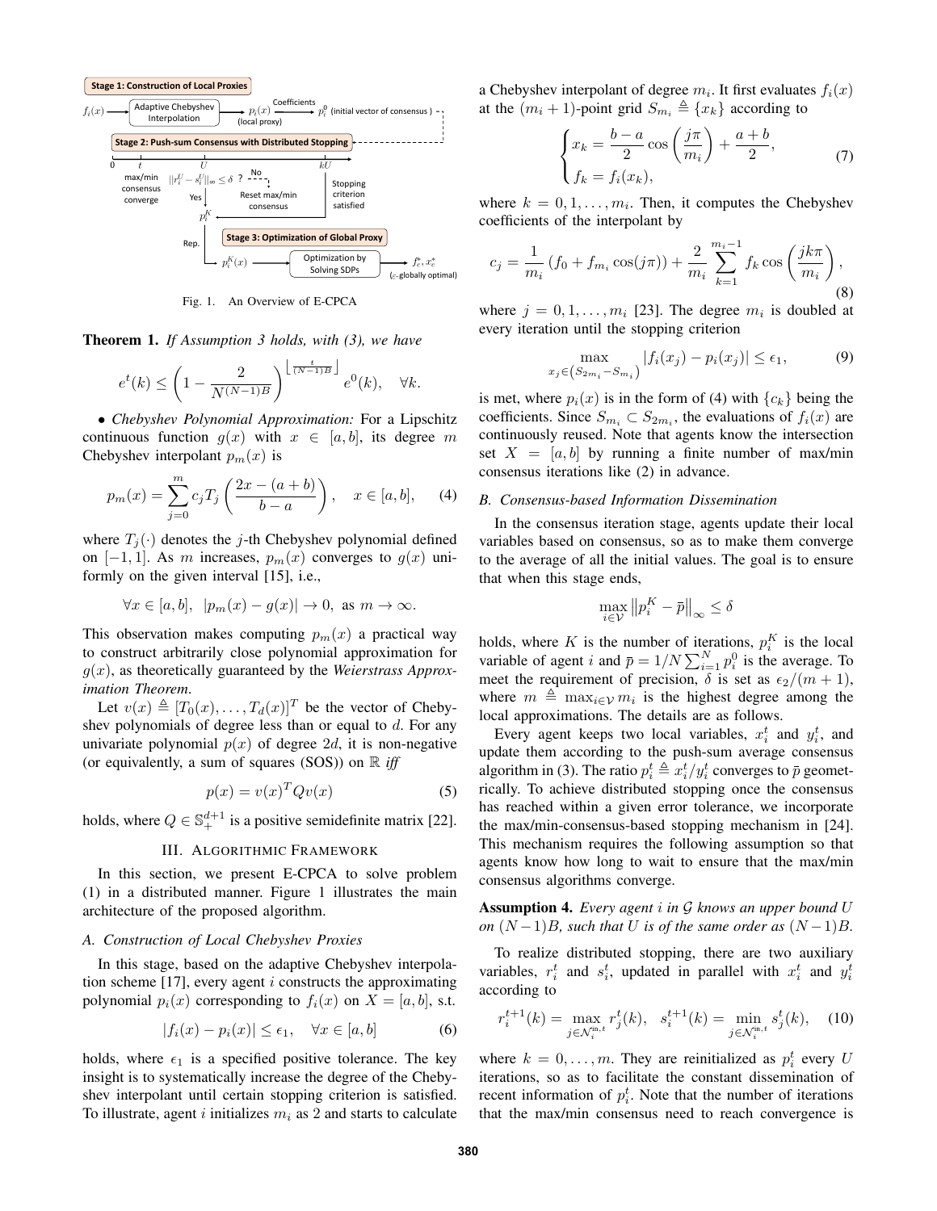Fig. 1. An Overview of E-CPCA

**Theorem 1.** *If Assumption 3 holds, with (3), we have*

$$e^t(k) \leq \left(1 - \frac{2}{N^{(N-1)B}}\right)^{\left\lfloor \frac{t}{(N-1)B} \right\rfloor} e^0(k), \quad \forall k.$$

• *Chebyshev Polynomial Approximation:* For a Lipschitz continuous function $g(x)$ with $x \in [a, b]$, its degree $m$ Chebyshev interpolant $p_m(x)$ is

$$p_m(x) = \sum_{j=0}^{m} c_j T_j \left( \frac{2x - (a+b)}{b-a} \right), \quad x \in [a, b], \tag{4}$$

where $T_j(\cdot)$ denotes the $j$-th Chebyshev polynomial defined on $[-1, 1]$. As $m$ increases, $p_m(x)$ converges to $g(x)$ uniformly on the given interval [15], i.e.,

$$\forall x \in [a, b], \;\; |p_m(x) - g(x)| \to 0, \text{ as } m \to \infty.$$

This observation makes computing $p_m(x)$ a practical way to construct arbitrarily close polynomial approximation for $g(x)$, as theoretically guaranteed by the *Weierstrass Approximation Theorem*.

Let $v(x) \triangleq [T_0(x), \ldots, T_d(x)]^T$ be the vector of Chebyshev polynomials of degree less than or equal to $d$. For any univariate polynomial $p(x)$ of degree $2d$, it is non-negative (or equivalently, a sum of squares (SOS)) on $\mathbb{R}$ *iff*

$$p(x) = v(x)^T Q v(x) \tag{5}$$

holds, where $Q \in \mathbb{S}_+^{d+1}$ is a positive semidefinite matrix [22].

## III. Algorithmic Framework

In this section, we present E-CPCA to solve problem (1) in a distributed manner. Figure 1 illustrates the main architecture of the proposed algorithm.

### A. Construction of Local Chebyshev Proxies

In this stage, based on the adaptive Chebyshev interpolation scheme [17], every agent $i$ constructs the approximating polynomial $p_i(x)$ corresponding to $f_i(x)$ on $X = [a, b]$, s.t.

$$|f_i(x) - p_i(x)| \leq \epsilon_1, \quad \forall x \in [a, b] \tag{6}$$

holds, where $\epsilon_1$ is a specified positive tolerance. The key insight is to systematically increase the degree of the Chebyshev interpolant until certain stopping criterion is satisfied. To illustrate, agent $i$ initializes $m_i$ as 2 and starts to calculate a Chebyshev interpolant of degree $m_i$. It first evaluates $f_i(x)$ at the $(m_i + 1)$-point grid $S_{m_i} \triangleq \{x_k\}$ according to

$$\begin{cases} x_k = \dfrac{b-a}{2} \cos\left(\dfrac{j\pi}{m_i}\right) + \dfrac{a+b}{2}, \\ f_k = f_i(x_k), \end{cases} \tag{7}$$

where $k = 0, 1, \ldots, m_i$. Then, it computes the Chebyshev coefficients of the interpolant by

$$c_j = \frac{1}{m_i}\left(f_0 + f_{m_i} \cos(j\pi)\right) + \frac{2}{m_i} \sum_{k=1}^{m_i - 1} f_k \cos\left(\frac{jk\pi}{m_i}\right), \tag{8}$$

where $j = 0, 1, \ldots, m_i$ [23]. The degree $m_i$ is doubled at every iteration until the stopping criterion

$$\max_{x_j \in \left(S_{2m_i} - S_{m_i}\right)} |f_i(x_j) - p_i(x_j)| \leq \epsilon_1, \tag{9}$$

is met, where $p_i(x)$ is in the form of (4) with $\{c_k\}$ being the coefficients. Since $S_{m_i} \subset S_{2m_i}$, the evaluations of $f_i(x)$ are continuously reused. Note that agents know the intersection set $X = [a, b]$ by running a finite number of max/min consensus iterations like (2) in advance.

### B. Consensus-based Information Dissemination

In the consensus iteration stage, agents update their local variables based on consensus, so as to make them converge to the average of all the initial values. The goal is to ensure that when this stage ends,

$$\max_{i \in \mathcal{V}} \left\| p_i^K - \bar{p} \right\|_\infty \leq \delta$$

holds, where $K$ is the number of iterations, $p_i^K$ is the local variable of agent $i$ and $\bar{p} = 1/N \sum_{i=1}^{N} p_i^0$ is the average. To meet the requirement of precision, $\delta$ is set as $\epsilon_2/(m+1)$, where $m \triangleq \max_{i \in \mathcal{V}} m_i$ is the highest degree among the local approximations. The details are as follows.

Every agent keeps two local variables, $x_i^t$ and $y_i^t$, and update them according to the push-sum average consensus algorithm in (3). The ratio $p_i^t \triangleq x_i^t / y_i^t$ converges to $\bar{p}$ geometrically. To achieve distributed stopping once the consensus has reached within a given error tolerance, we incorporate the max/min-consensus-based stopping mechanism in [24]. This mechanism requires the following assumption so that agents know how long to wait to ensure that the max/min consensus algorithms converge.

**Assumption 4.** *Every agent $i$ in $\mathcal{G}$ knows an upper bound $U$ on $(N-1)B$, such that $U$ is of the same order as $(N-1)B$.*

To realize distributed stopping, there are two auxiliary variables, $r_i^t$ and $s_i^t$, updated in parallel with $x_i^t$ and $y_i^t$ according to

$$r_i^{t+1}(k) = \max_{j \in \mathcal{N}_i^{\text{in},t}} r_j^t(k), \quad s_i^{t+1}(k) = \min_{j \in \mathcal{N}_i^{\text{in},t}} s_j^t(k), \tag{10}$$

where $k = 0, \ldots, m$. They are reinitialized as $p_i^t$ every $U$ iterations, so as to facilitate the constant dissemination of recent information of $p_i^t$. Note that the number of iterations that the max/min consensus need to reach convergence is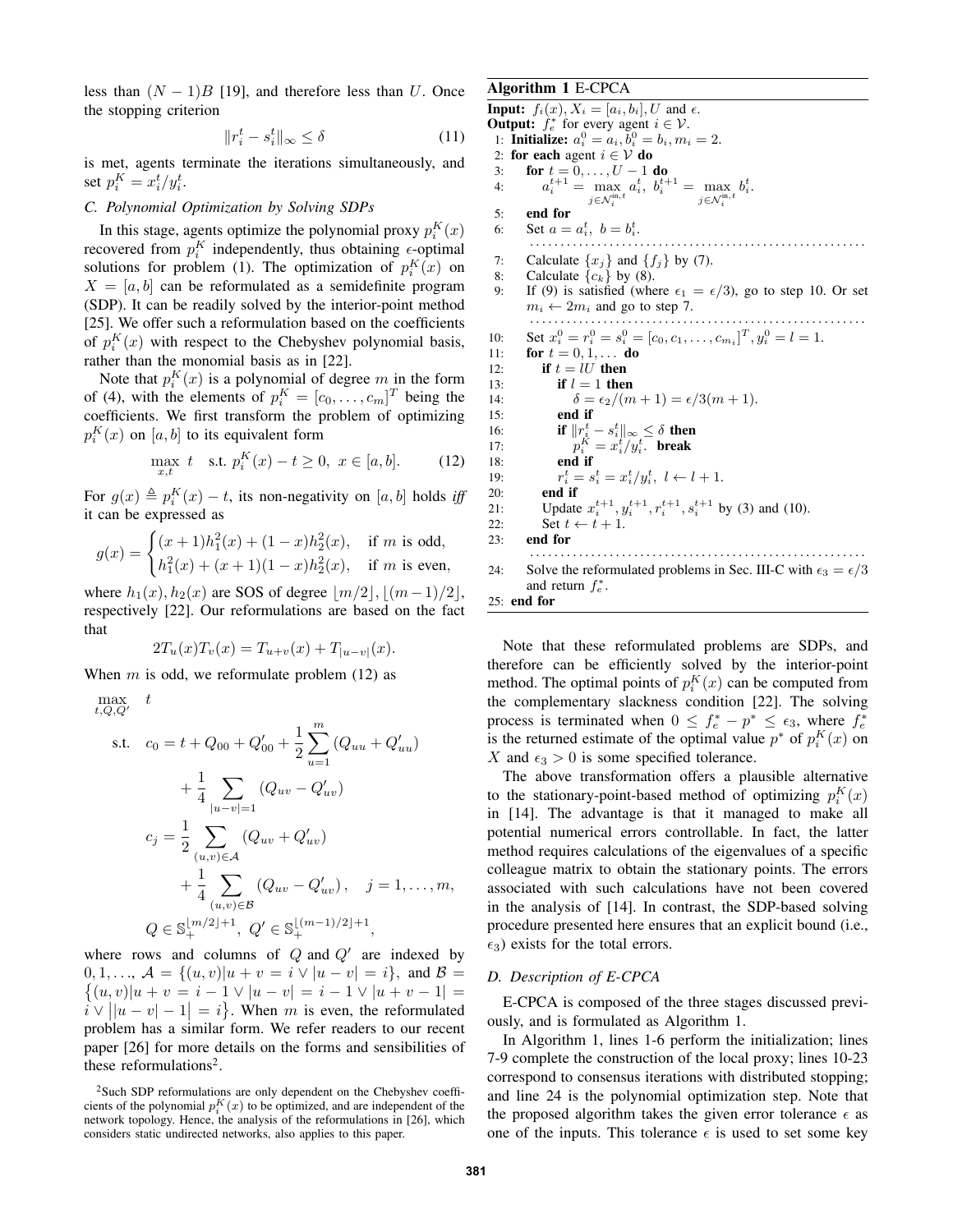less than $(N-1)B$ [19], and therefore less than $U$. Once the stopping criterion

$$\|r_i^t - s_i^t\|_\infty \le \delta \tag{11}$$

is met, agents terminate the iterations simultaneously, and set $p_i^K = x_i^t / y_i^t$.

### C. Polynomial Optimization by Solving SDPs

In this stage, agents optimize the polynomial proxy $p_i^K(x)$ recovered from $p_i^K$ independently, thus obtaining $\epsilon$-optimal solutions for problem (1). The optimization of $p_i^K(x)$ on $X = [a, b]$ can be reformulated as a semidefinite program (SDP). It can be readily solved by the interior-point method [25]. We offer such a reformulation based on the coefficients of $p_i^K(x)$ with respect to the Chebyshev polynomial basis, rather than the monomial basis as in [22].

Note that $p_i^K(x)$ is a polynomial of degree $m$ in the form of (4), with the elements of $p_i^K = [c_0, \ldots, c_m]^T$ being the coefficients. We first transform the problem of optimizing $p_i^K(x)$ on $[a, b]$ to its equivalent form

$$\max_{x,t} \ t \quad \text{s.t. } p_i^K(x) - t \ge 0, \ x \in [a, b]. \tag{12}$$

For $g(x) \triangleq p_i^K(x) - t$, its non-negativity on $[a, b]$ holds *iff* it can be expressed as

$$g(x) = \begin{cases} (x+1)h_1^2(x) + (1-x)h_2^2(x), & \text{if } m \text{ is odd}, \\ h_1^2(x) + (x+1)(1-x)h_2^2(x), & \text{if } m \text{ is even}, \end{cases}$$

where $h_1(x), h_2(x)$ are SOS of degree $\lfloor m/2 \rfloor, \lfloor (m-1)/2 \rfloor$, respectively [22]. Our reformulations are based on the fact that

$$2T_u(x)T_v(x) = T_{u+v}(x) + T_{|u-v|}(x).$$

When $m$ is odd, we reformulate problem (12) as

$$\begin{aligned}
\max_{t,Q,Q'} \quad & t \\
\text{s.t.} \quad & c_0 = t + Q_{00} + Q'_{00} + \frac{1}{2}\sum_{u=1}^{m}(Q_{uu} + Q'_{uu}) \\
& \qquad + \frac{1}{4}\sum_{|u-v|=1}(Q_{uv} - Q'_{uv}) \\
& c_j = \frac{1}{2}\sum_{(u,v)\in\mathcal{A}}(Q_{uv} + Q'_{uv}) \\
& \qquad + \frac{1}{4}\sum_{(u,v)\in\mathcal{B}}(Q_{uv} - Q'_{uv}), \quad j = 1, \ldots, m, \\
& Q \in \mathbb{S}_+^{\lfloor m/2 \rfloor + 1}, \ Q' \in \mathbb{S}_+^{\lfloor (m-1)/2 \rfloor + 1},
\end{aligned}$$

where rows and columns of $Q$ and $Q'$ are indexed by $0, 1, \ldots$, $\mathcal{A} = \{(u,v) | u + v = i \vee |u - v| = i\}$, and $\mathcal{B} = \{(u,v) | u + v = i - 1 \vee |u - v| = i - 1 \vee |u + v - 1| = i \vee \big||u - v| - 1\big| = i\}$. When $m$ is even, the reformulated problem has a similar form. We refer readers to our recent paper [26] for more details on the forms and sensibilities of these reformulations[2].

[2]Such SDP reformulations are only dependent on the Chebyshev coefficients of the polynomial $p_i^K(x)$ to be optimized, and are independent of the network topology. Hence, the analysis of the reformulations in [26], which considers static undirected networks, also applies to this paper.

**Algorithm 1** E-CPCA

**Input:** $f_i(x), X_i = [a_i, b_i], U$ and $\epsilon$.
**Output:** $f_e^*$ for every agent $i \in \mathcal{V}$.

```
1:  Initialize: a_i^0 = a_i, b_i^0 = b_i, m_i = 2.
2:  for each agent i ∈ V do
3:      for t = 0, ..., U − 1 do
4:          a_i^{t+1} = max_{j ∈ N_i^{in,t}} a_i^t,  b_i^{t+1} = max_{j ∈ N_i^{in,t}} b_i^t.
5:      end for
6:      Set a = a_i^t, b = b_i^t.
        ......................................................
7:      Calculate {x_j} and {f_j} by (7).
8:      Calculate {c_k} by (8).
9:      If (9) is satisfied (where ε_1 = ε/3), go to step 10. Or set
        m_i ← 2m_i and go to step 7.
        ......................................................
10:     Set x_i^0 = r_i^0 = s_i^0 = [c_0, c_1, ..., c_{m_i}]^T, y_i^0 = l = 1.
11:     for t = 0, 1, ... do
12:         if t = lU then
13:             if l = 1 then
14:                 δ = ε_2/(m + 1) = ε/3(m + 1).
15:             end if
16:             if ||r_i^t − s_i^t||_∞ ≤ δ then
17:                 p_i^K = x_i^t / y_i^t. break
18:             end if
19:             r_i^t = s_i^t = x_i^t / y_i^t, l ← l + 1.
20:         end if
21:         Update x_i^{t+1}, y_i^{t+1}, r_i^{t+1}, s_i^{t+1} by (3) and (10).
22:         Set t ← t + 1.
23:     end for
        ......................................................
24:     Solve the reformulated problems in Sec. III-C with ε_3 = ε/3
        and return f_e^*.
25: end for
```

Note that these reformulated problems are SDPs, and therefore can be efficiently solved by the interior-point method. The optimal points of $p_i^K(x)$ can be computed from the complementary slackness condition [22]. The solving process is terminated when $0 \le f_e^* - p^* \le \epsilon_3$, where $f_e^*$ is the returned estimate of the optimal value $p^*$ of $p_i^K(x)$ on $X$ and $\epsilon_3 > 0$ is some specified tolerance.

The above transformation offers a plausible alternative to the stationary-point-based method of optimizing $p_i^K(x)$ in [14]. The advantage is that it managed to make all potential numerical errors controllable. In fact, the latter method requires calculations of the eigenvalues of a specific colleague matrix to obtain the stationary points. The errors associated with such calculations have not been covered in the analysis of [14]. In contrast, the SDP-based solving procedure presented here ensures that an explicit bound (i.e., $\epsilon_3$) exists for the total errors.

### D. Description of E-CPCA

E-CPCA is composed of the three stages discussed previously, and is formulated as Algorithm 1.

In Algorithm 1, lines 1-6 perform the initialization; lines 7-9 complete the construction of the local proxy; lines 10-23 correspond to consensus iterations with distributed stopping; and line 24 is the polynomial optimization step. Note that the proposed algorithm takes the given error tolerance $\epsilon$ as one of the inputs. This tolerance $\epsilon$ is used to set some key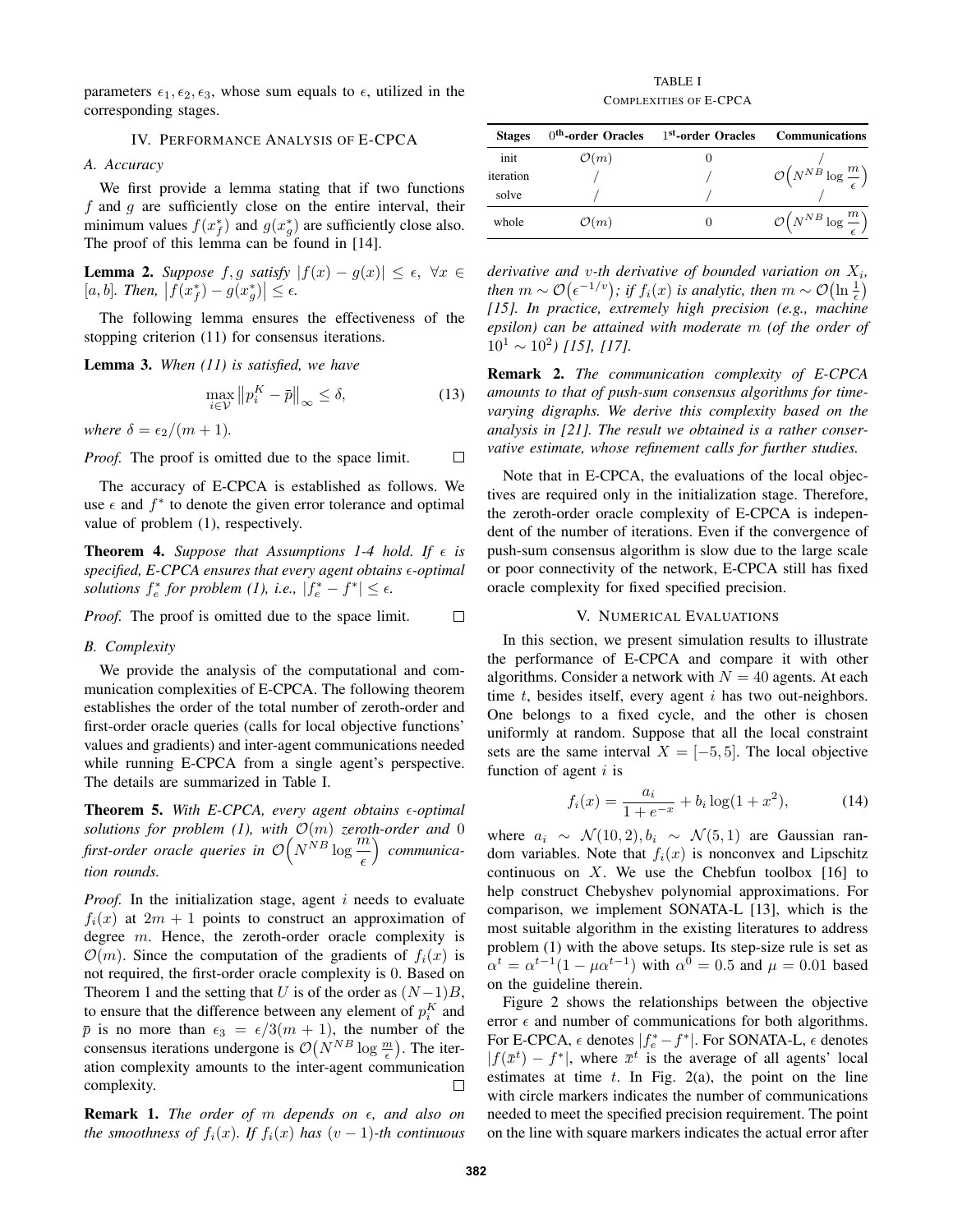parameters $\epsilon_1, \epsilon_2, \epsilon_3$, whose sum equals to $\epsilon$, utilized in the corresponding stages.

## IV. Performance Analysis of E-CPCA

### A. Accuracy

We first provide a lemma stating that if two functions $f$ and $g$ are sufficiently close on the entire interval, their minimum values $f(x_f^*)$ and $g(x_g^*)$ are sufficiently close also. The proof of this lemma can be found in [14].

**Lemma 2.** *Suppose $f, g$ satisfy $|f(x) - g(x)| \le \epsilon$, $\forall x \in [a, b]$. Then, $\left|f(x_f^*) - g(x_g^*)\right| \le \epsilon$.*

The following lemma ensures the effectiveness of the stopping criterion (11) for consensus iterations.

**Lemma 3.** *When (11) is satisfied, we have*

$$\max_{i \in \mathcal{V}} \left\| p_i^K - \bar{p} \right\|_\infty \le \delta, \tag{13}$$

*where $\delta = \epsilon_2/(m+1)$.*

*Proof.* The proof is omitted due to the space limit. □

The accuracy of E-CPCA is established as follows. We use $\epsilon$ and $f^*$ to denote the given error tolerance and optimal value of problem (1), respectively.

**Theorem 4.** *Suppose that Assumptions 1-4 hold. If $\epsilon$ is specified, E-CPCA ensures that every agent obtains $\epsilon$-optimal solutions $f_\epsilon^*$ for problem (1), i.e., $|f_\epsilon^* - f^*| \le \epsilon$.*

*Proof.* The proof is omitted due to the space limit. □

### B. Complexity

We provide the analysis of the computational and communication complexities of E-CPCA. The following theorem establishes the order of the total number of zeroth-order and first-order oracle queries (calls for local objective functions' values and gradients) and inter-agent communications needed while running E-CPCA from a single agent's perspective. The details are summarized in Table I.

**Theorem 5.** *With E-CPCA, every agent obtains $\epsilon$-optimal solutions for problem (1), with $\mathcal{O}(m)$ zeroth-order and 0 first-order oracle queries in $\mathcal{O}\Big(N^{NB} \log \dfrac{m}{\epsilon}\Big)$ communication rounds.*

*Proof.* In the initialization stage, agent $i$ needs to evaluate $f_i(x)$ at $2m+1$ points to construct an approximation of degree $m$. Hence, the zeroth-order oracle complexity is $\mathcal{O}(m)$. Since the computation of the gradients of $f_i(x)$ is not required, the first-order oracle complexity is 0. Based on Theorem 1 and the setting that $U$ is of the order as $(N-1)B$, to ensure that the difference between any element of $p_i^K$ and $\bar{p}$ is no more than $\epsilon_3 = \epsilon/3(m+1)$, the number of the consensus iterations undergone is $\mathcal{O}\big(N^{NB} \log \frac{m}{\epsilon}\big)$. The iteration complexity amounts to the inter-agent communication complexity. □

**Remark 1.** *The order of $m$ depends on $\epsilon$, and also on the smoothness of $f_i(x)$. If $f_i(x)$ has $(v-1)$-th continuous derivative and $v$-th derivative of bounded variation on $X_i$, then $m \sim \mathcal{O}\big(\epsilon^{-1/v}\big)$; if $f_i(x)$ is analytic, then $m \sim \mathcal{O}\big(\ln \frac{1}{\epsilon}\big)$ [15]. In practice, extremely high precision (e.g., machine epsilon) can be attained with moderate $m$ (of the order of $10^1 \sim 10^2$) [15], [17].*

TABLE I
COMPLEXITIES OF E-CPCA

| Stages | $0^{\text{th}}$-order Oracles | $1^{\text{st}}$-order Oracles | Communications |
|---|---|---|---|
| init | $\mathcal{O}(m)$ | 0 | / |
| iteration | / | / | $\mathcal{O}\Big(N^{NB} \log \dfrac{m}{\epsilon}\Big)$ |
| solve | / | / | / |
| whole | $\mathcal{O}(m)$ | 0 | $\mathcal{O}\Big(N^{NB} \log \dfrac{m}{\epsilon}\Big)$ |

**Remark 2.** *The communication complexity of E-CPCA amounts to that of push-sum consensus algorithms for time-varying digraphs. We derive this complexity based on the analysis in [21]. The result we obtained is a rather conservative estimate, whose refinement calls for further studies.*

Note that in E-CPCA, the evaluations of the local objectives are required only in the initialization stage. Therefore, the zeroth-order oracle complexity of E-CPCA is independent of the number of iterations. Even if the convergence of push-sum consensus algorithm is slow due to the large scale or poor connectivity of the network, E-CPCA still has fixed oracle complexity for fixed specified precision.

## V. Numerical Evaluations

In this section, we present simulation results to illustrate the performance of E-CPCA and compare it with other algorithms. Consider a network with $N = 40$ agents. At each time $t$, besides itself, every agent $i$ has two out-neighbors. One belongs to a fixed cycle, and the other is chosen uniformly at random. Suppose that all the local constraint sets are the same interval $X = [-5, 5]$. The local objective function of agent $i$ is

$$f_i(x) = \frac{a_i}{1 + e^{-x}} + b_i \log(1 + x^2), \tag{14}$$

where $a_i \sim \mathcal{N}(10, 2), b_i \sim \mathcal{N}(5, 1)$ are Gaussian random variables. Note that $f_i(x)$ is nonconvex and Lipschitz continuous on $X$. We use the Chebfun toolbox [16] to help construct Chebyshev polynomial approximations. For comparison, we implement SONATA-L [13], which is the most suitable algorithm in the existing literatures to address problem (1) with the above setups. Its step-size rule is set as $\alpha^t = \alpha^{t-1}(1 - \mu\alpha^{t-1})$ with $\alpha^0 = 0.5$ and $\mu = 0.01$ based on the guideline therein.

Figure 2 shows the relationships between the objective error $\epsilon$ and number of communications for both algorithms. For E-CPCA, $\epsilon$ denotes $|f_\epsilon^* - f^*|$. For SONATA-L, $\epsilon$ denotes $|f(\bar{x}^t) - f^*|$, where $\bar{x}^t$ is the average of all agents' local estimates at time $t$. In Fig. 2(a), the point on the line with circle markers indicates the number of communications needed to meet the specified precision requirement. The point on the line with square markers indicates the actual error after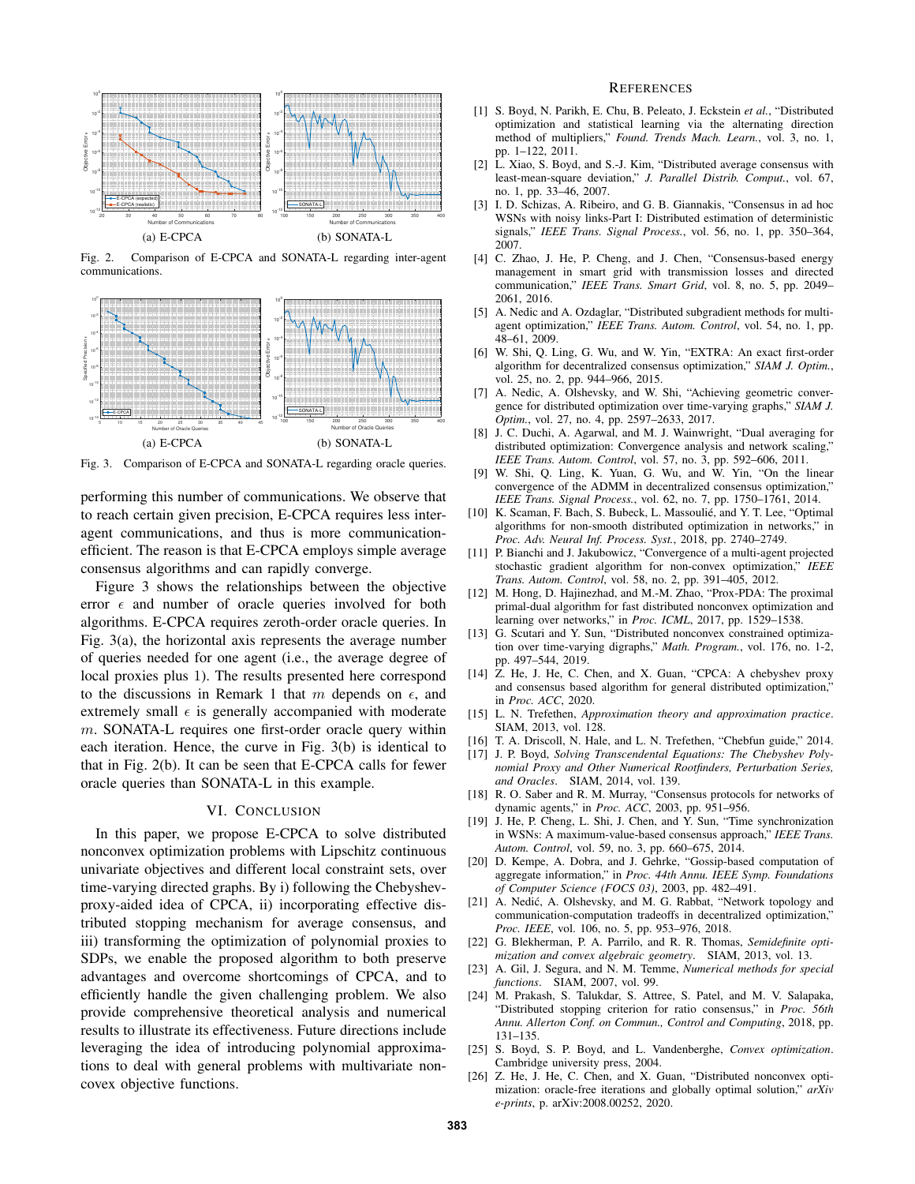Objective Error ε
Number of Communications
E-CPCA (expected)
E-CPCA (realistic)

(a) E-CPCA

Objective Error ε
Number of Communications
SONATA-L

(b) SONATA-L

Fig. 2. Comparison of E-CPCA and SONATA-L regarding inter-agent communications.

Specified Precision ε
Number of Oracle Queries
E-CPCA

(a) E-CPCA

Objective Error ε
Number of Oracle Queries
SONATA-L

(b) SONATA-L

Fig. 3. Comparison of E-CPCA and SONATA-L regarding oracle queries.

performing this number of communications. We observe that to reach certain given precision, E-CPCA requires less inter-agent communications, and thus is more communication-efficient. The reason is that E-CPCA employs simple average consensus algorithms and can rapidly converge.

Figure 3 shows the relationships between the objective error $\epsilon$ and number of oracle queries involved for both algorithms. E-CPCA requires zeroth-order oracle queries. In Fig. 3(a), the horizontal axis represents the average number of queries needed for one agent (i.e., the average degree of local proxies plus 1). The results presented here correspond to the discussions in Remark 1 that $m$ depends on $\epsilon$, and extremely small $\epsilon$ is generally accompanied with moderate $m$. SONATA-L requires one first-order oracle query within each iteration. Hence, the curve in Fig. 3(b) is identical to that in Fig. 2(b). It can be seen that E-CPCA calls for fewer oracle queries than SONATA-L in this example.

## VI. Conclusion

In this paper, we propose E-CPCA to solve distributed nonconvex optimization problems with Lipschitz continuous univariate objectives and different local constraint sets, over time-varying directed graphs. By i) following the Chebyshev-proxy-aided idea of CPCA, ii) incorporating effective distributed stopping mechanism for average consensus, and iii) transforming the optimization of polynomial proxies to SDPs, we enable the proposed algorithm to both preserve advantages and overcome shortcomings of CPCA, and to efficiently handle the given challenging problem. We also provide comprehensive theoretical analysis and numerical results to illustrate its effectiveness. Future directions include leveraging the idea of introducing polynomial approximations to deal with general problems with multivariate nonconvex objective functions.

## References

[1] S. Boyd, N. Parikh, E. Chu, B. Peleato, J. Eckstein *et al.*, "Distributed optimization and statistical learning via the alternating direction method of multipliers," *Found. Trends Mach. Learn.*, vol. 3, no. 1, pp. 1–122, 2011.

[2] L. Xiao, S. Boyd, and S.-J. Kim, "Distributed average consensus with least-mean-square deviation," *J. Parallel Distrib. Comput.*, vol. 67, no. 1, pp. 33–46, 2007.

[3] I. D. Schizas, A. Ribeiro, and G. B. Giannakis, "Consensus in ad hoc WSNs with noisy links-Part I: Distributed estimation of deterministic signals," *IEEE Trans. Signal Process.*, vol. 56, no. 1, pp. 350–364, 2007.

[4] C. Zhao, J. He, P. Cheng, and J. Chen, "Consensus-based energy management in smart grid with transmission losses and directed communication," *IEEE Trans. Smart Grid*, vol. 8, no. 5, pp. 2049–2061, 2016.

[5] A. Nedic and A. Ozdaglar, "Distributed subgradient methods for multi-agent optimization," *IEEE Trans. Autom. Control*, vol. 54, no. 1, pp. 48–61, 2009.

[6] W. Shi, Q. Ling, G. Wu, and W. Yin, "EXTRA: An exact first-order algorithm for decentralized consensus optimization," *SIAM J. Optim.*, vol. 25, no. 2, pp. 944–966, 2015.

[7] A. Nedic, A. Olshevsky, and W. Shi, "Achieving geometric convergence for distributed optimization over time-varying graphs," *SIAM J. Optim.*, vol. 27, no. 4, pp. 2597–2633, 2017.

[8] J. C. Duchi, A. Agarwal, and M. J. Wainwright, "Dual averaging for distributed optimization: Convergence analysis and network scaling," *IEEE Trans. Autom. Control*, vol. 57, no. 3, pp. 592–606, 2011.

[9] W. Shi, Q. Ling, K. Yuan, G. Wu, and W. Yin, "On the linear convergence of the ADMM in decentralized consensus optimization," *IEEE Trans. Signal Process.*, vol. 62, no. 7, pp. 1750–1761, 2014.

[10] K. Scaman, F. Bach, S. Bubeck, L. Massoulié, and Y. T. Lee, "Optimal algorithms for non-smooth distributed optimization in networks," in *Proc. Adv. Neural Inf. Process. Syst.*, 2018, pp. 2740–2749.

[11] P. Bianchi and J. Jakubowicz, "Convergence of a multi-agent projected stochastic gradient algorithm for non-convex optimization," *IEEE Trans. Autom. Control*, vol. 58, no. 2, pp. 391–405, 2012.

[12] M. Hong, D. Hajinezhad, and M.-M. Zhao, "Prox-PDA: The proximal primal-dual algorithm for fast distributed nonconvex optimization and learning over networks," in *Proc. ICML*, 2017, pp. 1529–1538.

[13] G. Scutari and Y. Sun, "Distributed nonconvex constrained optimization over time-varying digraphs," *Math. Program.*, vol. 176, no. 1-2, pp. 497–544, 2019.

[14] Z. He, J. He, C. Chen, and X. Guan, "CPCA: A chebyshev proxy and consensus based algorithm for general distributed optimization," in *Proc. ACC*, 2020.

[15] L. N. Trefethen, *Approximation theory and approximation practice*. SIAM, 2013, vol. 128.

[16] T. A. Driscoll, N. Hale, and L. N. Trefethen, "Chebfun guide," 2014.

[17] J. P. Boyd, *Solving Transcendental Equations: The Chebyshev Polynomial Proxy and Other Numerical Rootfinders, Perturbation Series, and Oracles*. SIAM, 2014, vol. 139.

[18] R. O. Saber and R. M. Murray, "Consensus protocols for networks of dynamic agents," in *Proc. ACC*, 2003, pp. 951–956.

[19] J. He, P. Cheng, L. Shi, J. Chen, and Y. Sun, "Time synchronization in WSNs: A maximum-value-based consensus approach," *IEEE Trans. Autom. Control*, vol. 59, no. 3, pp. 660–675, 2014.

[20] D. Kempe, A. Dobra, and J. Gehrke, "Gossip-based computation of aggregate information," in *Proc. 44th Annu. IEEE Symp. Foundations of Computer Science (FOCS 03)*, 2003, pp. 482–491.

[21] A. Nedić, A. Olshevsky, and M. G. Rabbat, "Network topology and communication-computation tradeoffs in decentralized optimization," *Proc. IEEE*, vol. 106, no. 5, pp. 953–976, 2018.

[22] G. Blekherman, P. A. Parrilo, and R. R. Thomas, *Semidefinite optimization and convex algebraic geometry*. SIAM, 2013, vol. 13.

[23] A. Gil, J. Segura, and N. M. Temme, *Numerical methods for special functions*. SIAM, 2007, vol. 99.

[24] M. Prakash, S. Talukdar, S. Attree, S. Patel, and M. V. Salapaka, "Distributed stopping criterion for ratio consensus," in *Proc. 56th Annu. Allerton Conf. on Commun., Control and Computing*, 2018, pp. 131–135.

[25] S. Boyd, S. P. Boyd, and L. Vandenberghe, *Convex optimization*. Cambridge university press, 2004.

[26] Z. He, J. He, C. Chen, and X. Guan, "Distributed nonconvex optimization: oracle-free iterations and globally optimal solution," *arXiv e-prints*, p. arXiv:2008.00252, 2020.